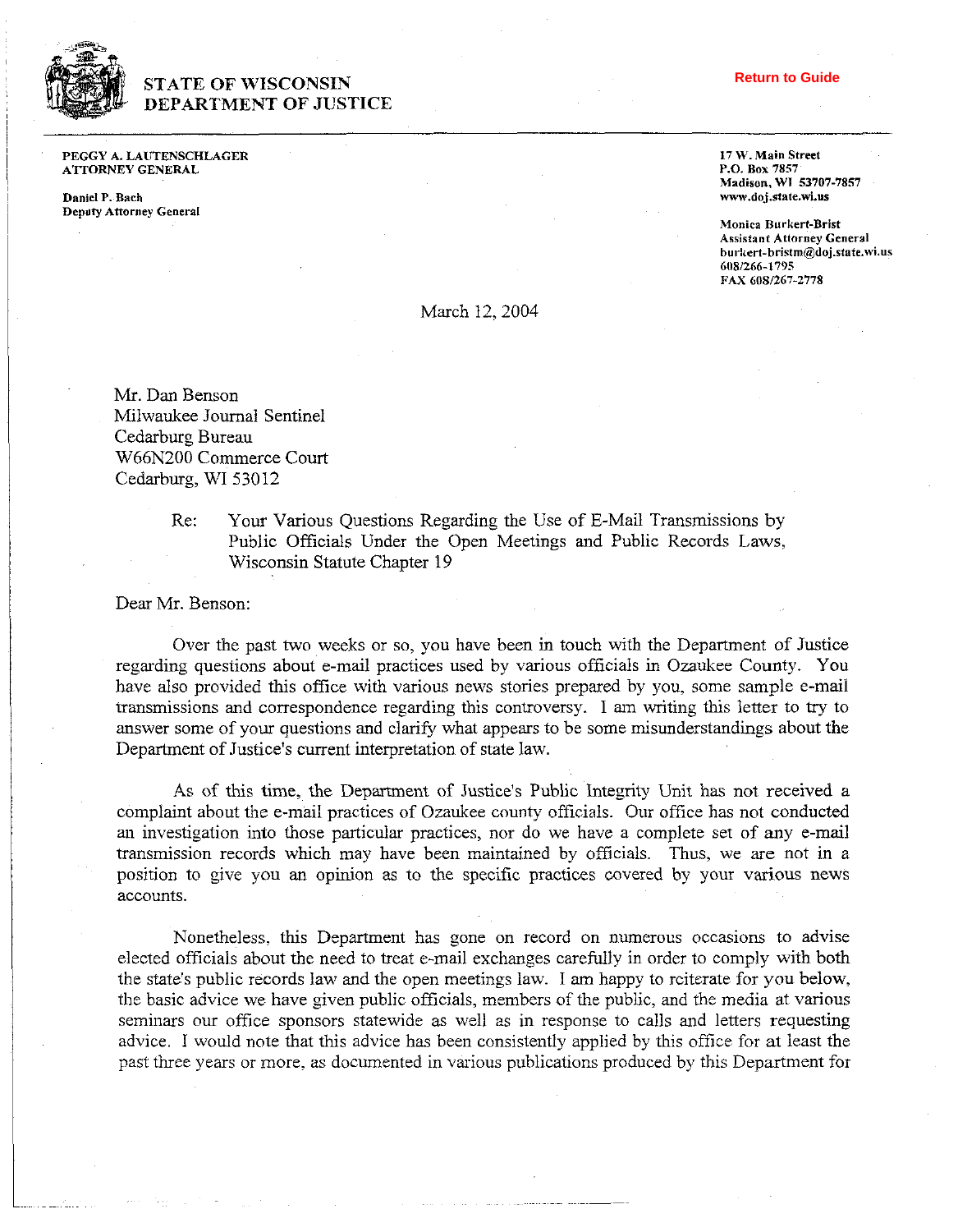# STATE OF WISCONSIN
# DEPARTMENT OF JUSTICE

Return to Guide

**PEGGY A. LAUTENSCHLAGER**
**ATTORNEY GENERAL**

**Daniel P. Bach**
**Deputy Attorney General**

17 W. Main Street
P.O. Box 7857
Madison, WI 53707-7857
www.doj.state.wi.us

Monica Burkert-Brist
Assistant Attorney General
burkert-bristm@doj.state.wi.us
608/266-1795
FAX 608/267-2778

March 12, 2004

Mr. Dan Benson
Milwaukee Journal Sentinel
Cedarburg Bureau
W66N200 Commerce Court
Cedarburg, WI 53012

Re: Your Various Questions Regarding the Use of E-Mail Transmissions by Public Officials Under the Open Meetings and Public Records Laws, Wisconsin Statute Chapter 19

Dear Mr. Benson:

Over the past two weeks or so, you have been in touch with the Department of Justice regarding questions about e-mail practices used by various officials in Ozaukee County. You have also provided this office with various news stories prepared by you, some sample e-mail transmissions and correspondence regarding this controversy. I am writing this letter to try to answer some of your questions and clarify what appears to be some misunderstandings about the Department of Justice's current interpretation of state law.

As of this time, the Department of Justice's Public Integrity Unit has not received a complaint about the e-mail practices of Ozaukee county officials. Our office has not conducted an investigation into those particular practices, nor do we have a complete set of any e-mail transmission records which may have been maintained by officials. Thus, we are not in a position to give you an opinion as to the specific practices covered by your various news accounts.

Nonetheless, this Department has gone on record on numerous occasions to advise elected officials about the need to treat e-mail exchanges carefully in order to comply with both the state's public records law and the open meetings law. I am happy to reiterate for you below, the basic advice we have given public officials, members of the public, and the media at various seminars our office sponsors statewide as well as in response to calls and letters requesting advice. I would note that this advice has been consistently applied by this office for at least the past three years or more, as documented in various publications produced by this Department for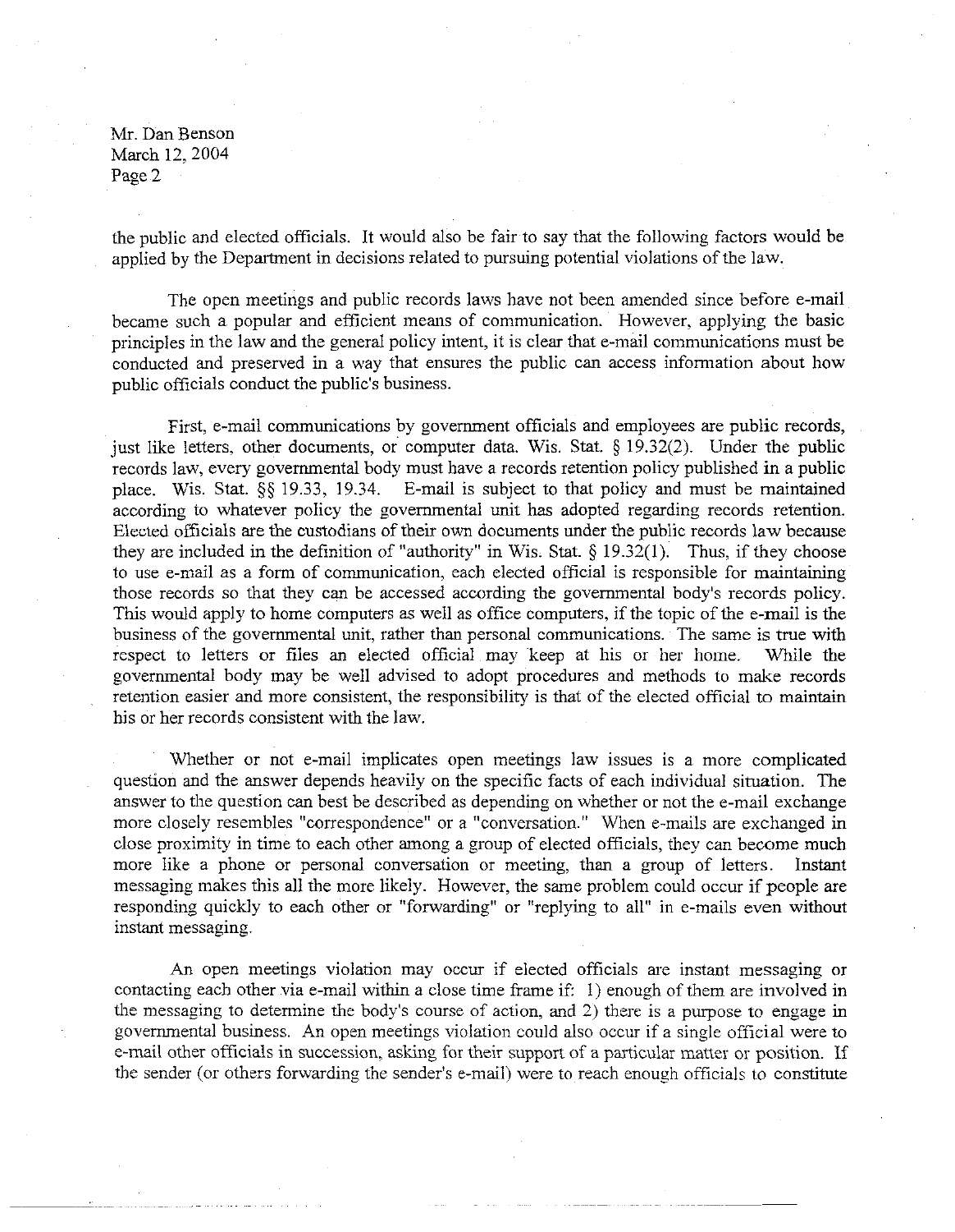the public and elected officials. It would also be fair to say that the following factors would be applied by the Department in decisions related to pursuing potential violations of the law.

The open meetings and public records laws have not been amended since before e-mail became such a popular and efficient means of communication. However, applying the basic principles in the law and the general policy intent, it is clear that e-mail communications must be conducted and preserved in a way that ensures the public can access information about how public officials conduct the public's business.

First, e-mail communications by government officials and employees are public records, just like letters, other documents, or computer data. Wis. Stat. § 19.32(2). Under the public records law, every governmental body must have a records retention policy published in a public place. Wis. Stat. §§ 19.33, 19.34. E-mail is subject to that policy and must be maintained according to whatever policy the governmental unit has adopted regarding records retention. Elected officials are the custodians of their own documents under the public records law because they are included in the definition of "authority" in Wis. Stat. § 19.32(1). Thus, if they choose to use e-mail as a form of communication, each elected official is responsible for maintaining those records so that they can be accessed according the governmental body's records policy. This would apply to home computers as well as office computers, if the topic of the e-mail is the business of the governmental unit, rather than personal communications. The same is true with respect to letters or files an elected official may keep at his or her home. While the governmental body may be well advised to adopt procedures and methods to make records retention easier and more consistent, the responsibility is that of the elected official to maintain his or her records consistent with the law.

Whether or not e-mail implicates open meetings law issues is a more complicated question and the answer depends heavily on the specific facts of each individual situation. The answer to the question can best be described as depending on whether or not the e-mail exchange more closely resembles "correspondence" or a "conversation." When e-mails are exchanged in close proximity in time to each other among a group of elected officials, they can become much more like a phone or personal conversation or meeting, than a group of letters. Instant messaging makes this all the more likely. However, the same problem could occur if people are responding quickly to each other or "forwarding" or "replying to all" in e-mails even without instant messaging.

An open meetings violation may occur if elected officials are instant messaging or contacting each other via e-mail within a close time frame if: 1) enough of them are involved in the messaging to determine the body's course of action, and 2) there is a purpose to engage in governmental business. An open meetings violation could also occur if a single official were to e-mail other officials in succession, asking for their support of a particular matter or position. If the sender (or others forwarding the sender's e-mail) were to reach enough officials to constitute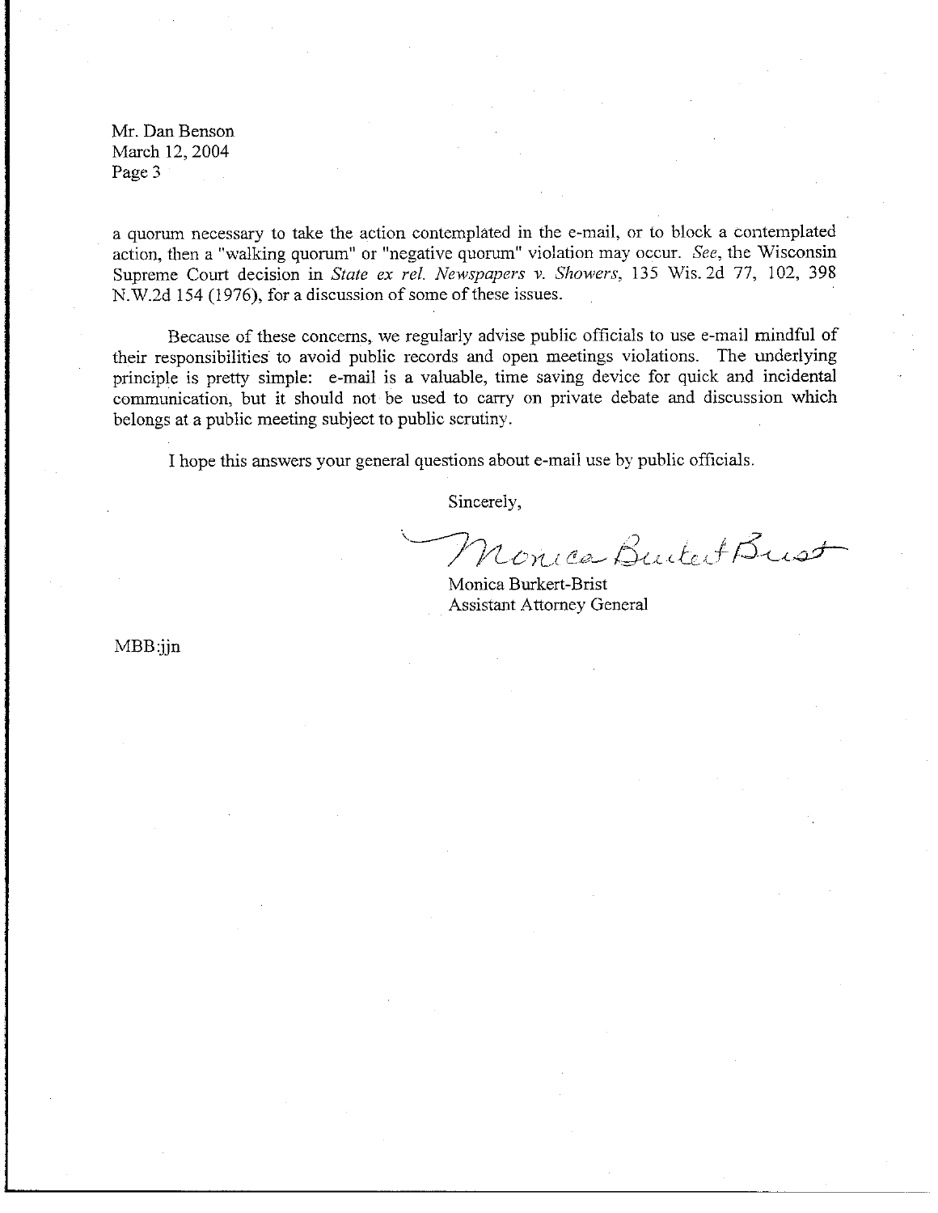a quorum necessary to take the action contemplated in the e-mail, or to block a contemplated action, then a "walking quorum" or "negative quorum" violation may occur. *See*, the Wisconsin Supreme Court decision in *State ex rel. Newspapers v. Showers*, 135 Wis. 2d 77, 102, 398 N.W.2d 154 (1976), for a discussion of some of these issues.

Because of these concerns, we regularly advise public officials to use e-mail mindful of their responsibilities to avoid public records and open meetings violations. The underlying principle is pretty simple: e-mail is a valuable, time saving device for quick and incidental communication, but it should not be used to carry on private debate and discussion which belongs at a public meeting subject to public scrutiny.

I hope this answers your general questions about e-mail use by public officials.

Sincerely,

Monica Burkert-Brist

Monica Burkert-Brist
Assistant Attorney General

MBB:jjn